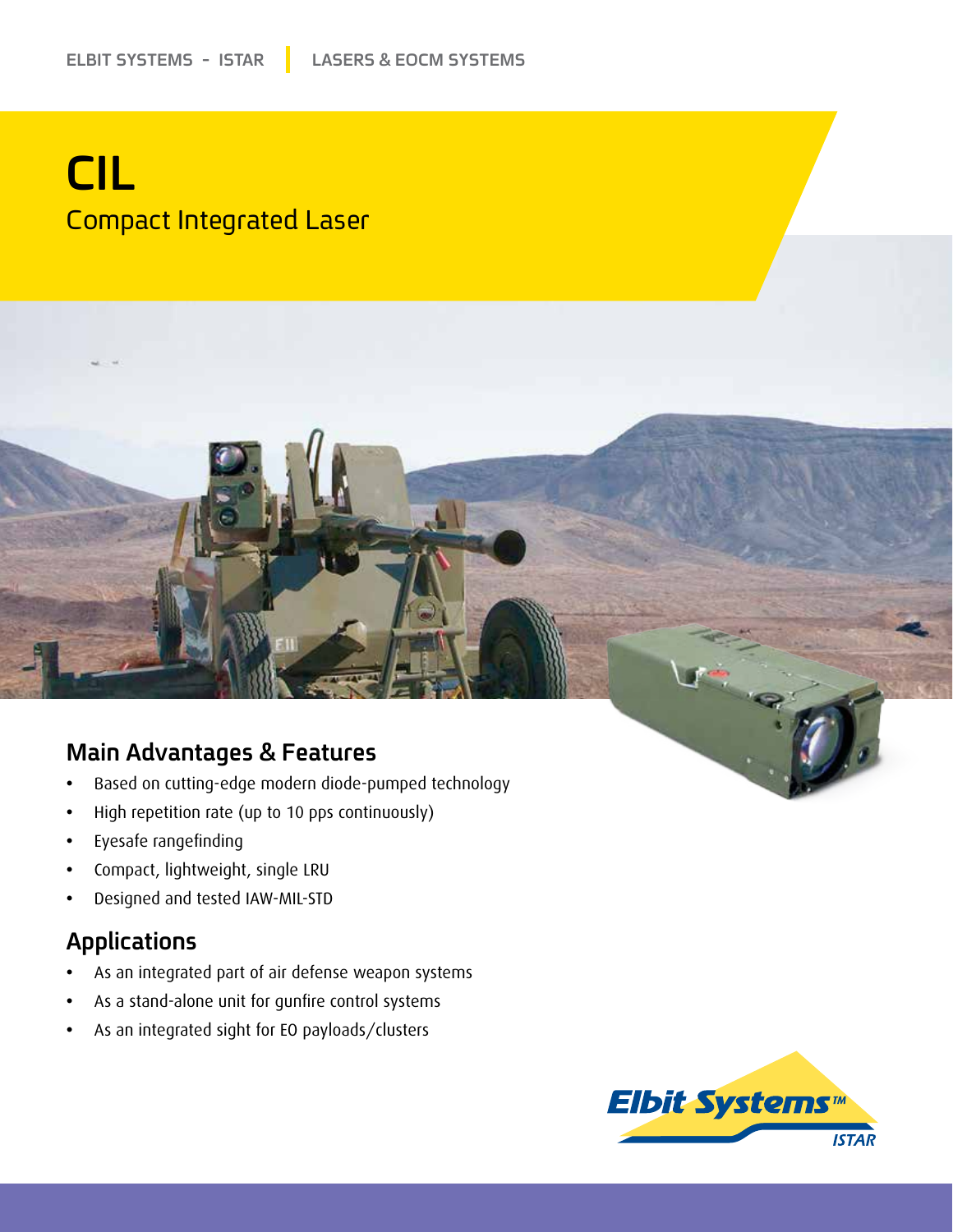ELBIT SYSTEMS - ISTAR | LASERS & EOCM SYSTEMS

# CIL

## Compact Integrated Laser

## Main Advantages & Features

- Based on cutting-edge modern diode-pumped technology
- High repetition rate (up to 10 pps continuously)
- Eyesafe rangefinding
- Compact, lightweight, single LRU
- Designed and tested IAW-MIL-STD

## Applications

- As an integrated part of air defense weapon systems
- As a stand-alone unit for gunfire control systems
- As an integrated sight for EO payloads/clusters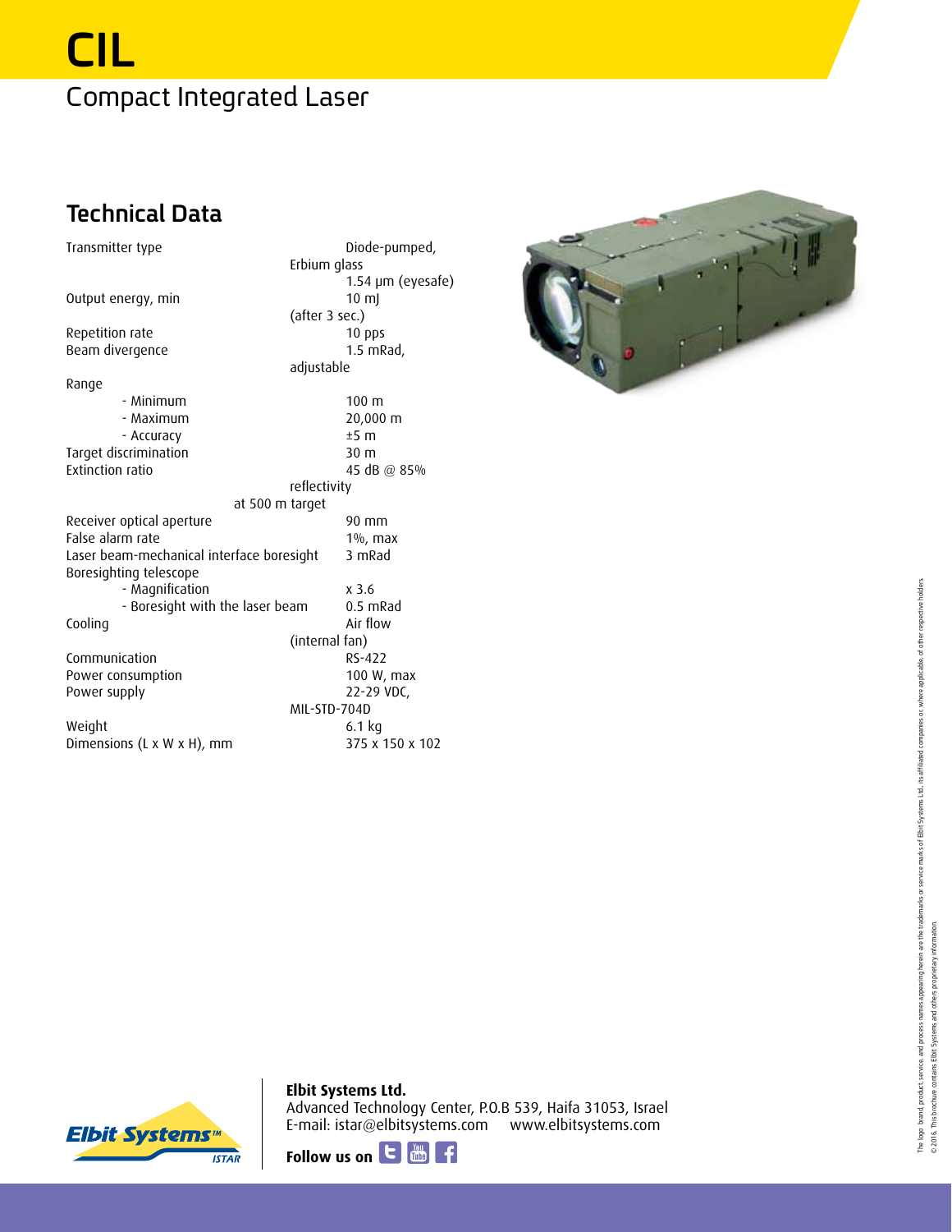# CIL

## Compact Integrated Laser

## Technical Data

| | |
|---|---|
| Transmitter type | Diode-pumped, Erbium glass 1.54 µm (eyesafe) |
| Output energy, min | 10 mJ (after 3 sec.) |
| Repetition rate | 10 pps |
| Beam divergence | 1.5 mRad, adjustable |
| Range | |
| - Minimum | 100 m |
| - Maximum | 20,000 m |
| - Accuracy | ±5 m |
| Target discrimination | 30 m |
| Extinction ratio | 45 dB @ 85% reflectivity at 500 m target |
| Receiver optical aperture | 90 mm |
| False alarm rate | 1%, max |
| Laser beam-mechanical interface boresight | 3 mRad |
| Boresighting telescope | |
| - Magnification | x 3.6 |
| - Boresight with the laser beam | 0.5 mRad |
| Cooling | Air flow (internal fan) |
| Communication | RS-422 |
| Power consumption | 100 W, max |
| Power supply | 22-29 VDC, MIL-STD-704D |
| Weight | 6.1 kg |
| Dimensions (L x W x H), mm | 375 x 150 x 102 |

Elbit Systems™ ISTAR

**Elbit Systems Ltd.**
Advanced Technology Center, P.O.B 539, Haifa 31053, Israel
E-mail: istar@elbitsystems.com www.elbitsystems.com

**Follow us on**

The logo brand, product, service, and process names appearing herein are the trademarks or service marks of Elbit Systems Ltd., its affiliated companies or, where applicable, of other respective holders.
© 2016. This brochure contains Elbit Systems and others proprietary information.